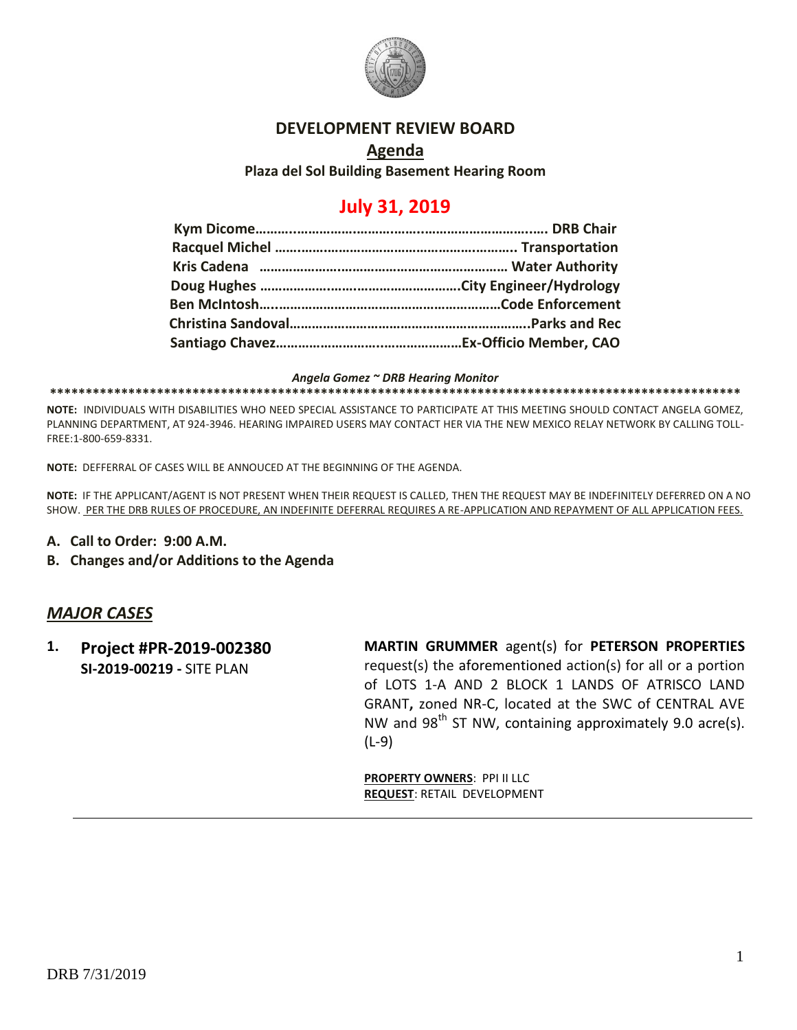# DEVELOPMENT REVIEW BOARD

## Agenda

**Plaza del Sol Building Basement Hearing Room**

## July 31, 2019

**Kym Dicome………………………………………………………………….. DRB Chair**
**Racquel Michel …………………………………………………….. Transportation**
**Kris Cadena ………………………………………………………… Water Authority**
**Doug Hughes ……………………………………………….City Engineer/Hydrology**
**Ben McIntosh…………………………………………………………Code Enforcement**
**Christina Sandoval………………………………………………………..Parks and Rec**
**Santiago Chavez…………………………………………Ex-Officio Member, CAO**

***Angela Gomez ~ DRB Hearing Monitor***

**************************************************************************************************

**NOTE:** INDIVIDUALS WITH DISABILITIES WHO NEED SPECIAL ASSISTANCE TO PARTICIPATE AT THIS MEETING SHOULD CONTACT ANGELA GOMEZ, PLANNING DEPARTMENT, AT 924-3946. HEARING IMPAIRED USERS MAY CONTACT HER VIA THE NEW MEXICO RELAY NETWORK BY CALLING TOLL-FREE:1-800-659-8331.

**NOTE:** DEFFERRAL OF CASES WILL BE ANNOUCED AT THE BEGINNING OF THE AGENDA.

**NOTE:** IF THE APPLICANT/AGENT IS NOT PRESENT WHEN THEIR REQUEST IS CALLED, THEN THE REQUEST MAY BE INDEFINITELY DEFERRED ON A NO SHOW. PER THE DRB RULES OF PROCEDURE, AN INDEFINITE DEFERRAL REQUIRES A RE-APPLICATION AND REPAYMENT OF ALL APPLICATION FEES.

**A. Call to Order: 9:00 A.M.**

**B. Changes and/or Additions to the Agenda**

## *MAJOR CASES*

**1. Project #PR-2019-002380**
**SI-2019-00219 -** SITE PLAN

**MARTIN GRUMMER** agent(s) for **PETERSON PROPERTIES** request(s) the aforementioned action(s) for all or a portion of LOTS 1-A AND 2 BLOCK 1 LANDS OF ATRISCO LAND GRANT**,** zoned NR-C, located at the SWC of CENTRAL AVE NW and 98th ST NW, containing approximately 9.0 acre(s). (L-9)

**PROPERTY OWNERS**: PPI II LLC
**REQUEST**: RETAIL DEVELOPMENT

---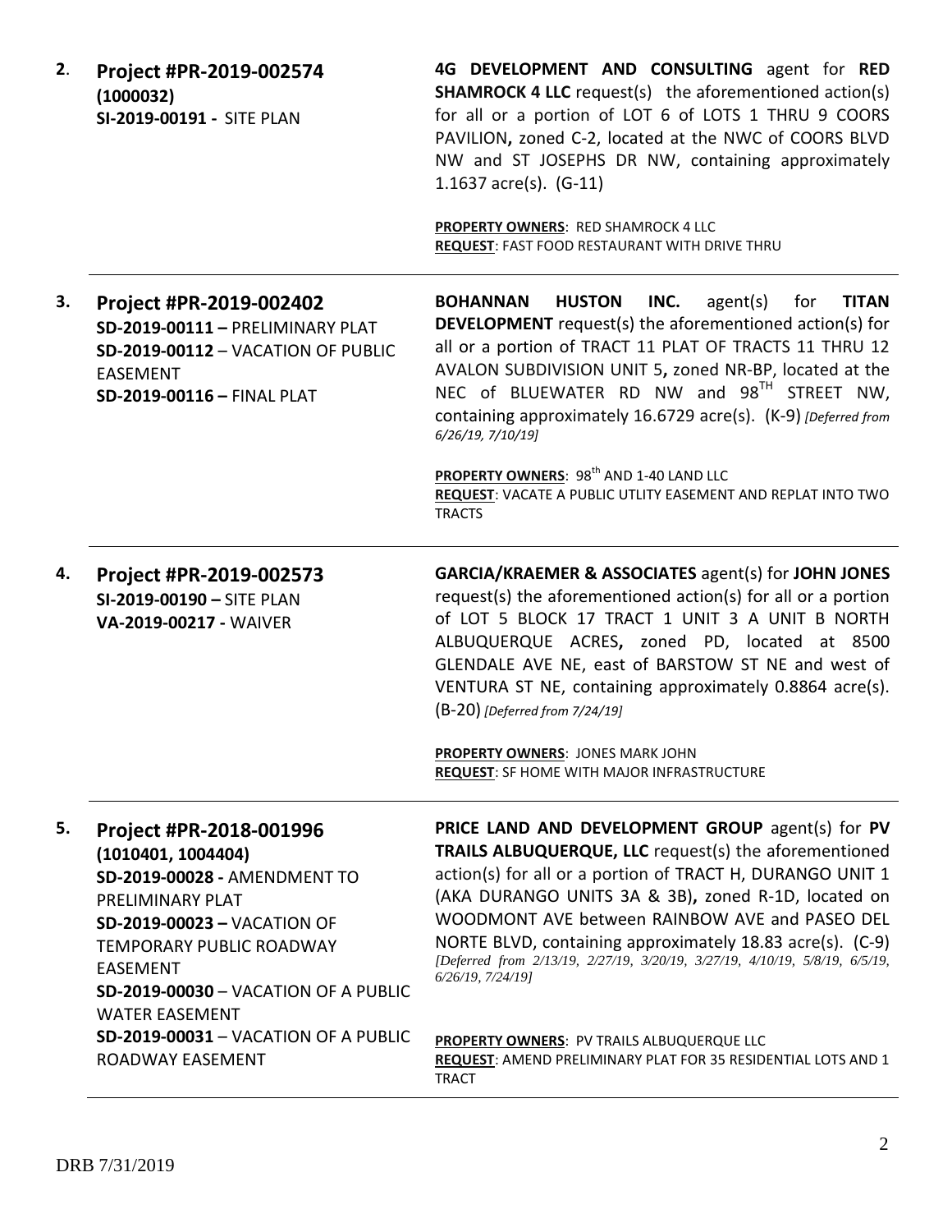**2. Project #PR-2019-002574**
**(1000032)**
**SI-2019-00191 -** SITE PLAN

**4G DEVELOPMENT AND CONSULTING** agent for **RED SHAMROCK 4 LLC** request(s) the aforementioned action(s) for all or a portion of LOT 6 of LOTS 1 THRU 9 COORS PAVILION**,** zoned C-2, located at the NWC of COORS BLVD NW and ST JOSEPHS DR NW, containing approximately 1.1637 acre(s). (G-11)

**PROPERTY OWNERS**: RED SHAMROCK 4 LLC
**REQUEST**: FAST FOOD RESTAURANT WITH DRIVE THRU

---

**3. Project #PR-2019-002402**
**SD-2019-00111 –** PRELIMINARY PLAT
**SD-2019-00112** – VACATION OF PUBLIC EASEMENT
**SD-2019-00116 –** FINAL PLAT

**BOHANNAN HUSTON INC.** agent(s) for **TITAN DEVELOPMENT** request(s) the aforementioned action(s) for all or a portion of TRACT 11 PLAT OF TRACTS 11 THRU 12 AVALON SUBDIVISION UNIT 5**,** zoned NR-BP, located at the NEC of BLUEWATER RD NW and 98TH STREET NW, containing approximately 16.6729 acre(s). (K-9) *[Deferred from 6/26/19, 7/10/19]*

**PROPERTY OWNERS**: 98th AND 1-40 LAND LLC
**REQUEST**: VACATE A PUBLIC UTLITY EASEMENT AND REPLAT INTO TWO TRACTS

---

**4. Project #PR-2019-002573**
**SI-2019-00190 –** SITE PLAN
**VA-2019-00217 -** WAIVER

**GARCIA/KRAEMER & ASSOCIATES** agent(s) for **JOHN JONES** request(s) the aforementioned action(s) for all or a portion of LOT 5 BLOCK 17 TRACT 1 UNIT 3 A UNIT B NORTH ALBUQUERQUE ACRES**,** zoned PD, located at 8500 GLENDALE AVE NE, east of BARSTOW ST NE and west of VENTURA ST NE, containing approximately 0.8864 acre(s). (B-20) *[Deferred from 7/24/19]*

**PROPERTY OWNERS**: JONES MARK JOHN
**REQUEST**: SF HOME WITH MAJOR INFRASTRUCTURE

---

**5. Project #PR-2018-001996**
**(1010401, 1004404)**
**SD-2019-00028 -** AMENDMENT TO PRELIMINARY PLAT
**SD-2019-00023 –** VACATION OF TEMPORARY PUBLIC ROADWAY EASEMENT
**SD-2019-00030** – VACATION OF A PUBLIC WATER EASEMENT
**SD-2019-00031** – VACATION OF A PUBLIC ROADWAY EASEMENT

**PRICE LAND AND DEVELOPMENT GROUP** agent(s) for **PV TRAILS ALBUQUERQUE, LLC** request(s) the aforementioned action(s) for all or a portion of TRACT H, DURANGO UNIT 1 (AKA DURANGO UNITS 3A & 3B)**,** zoned R-1D, located on WOODMONT AVE between RAINBOW AVE and PASEO DEL NORTE BLVD, containing approximately 18.83 acre(s). (C-9) *[Deferred from 2/13/19, 2/27/19, 3/20/19, 3/27/19, 4/10/19, 5/8/19, 6/5/19, 6/26/19, 7/24/19]*

**PROPERTY OWNERS**: PV TRAILS ALBUQUERQUE LLC
**REQUEST**: AMEND PRELIMINARY PLAT FOR 35 RESIDENTIAL LOTS AND 1 TRACT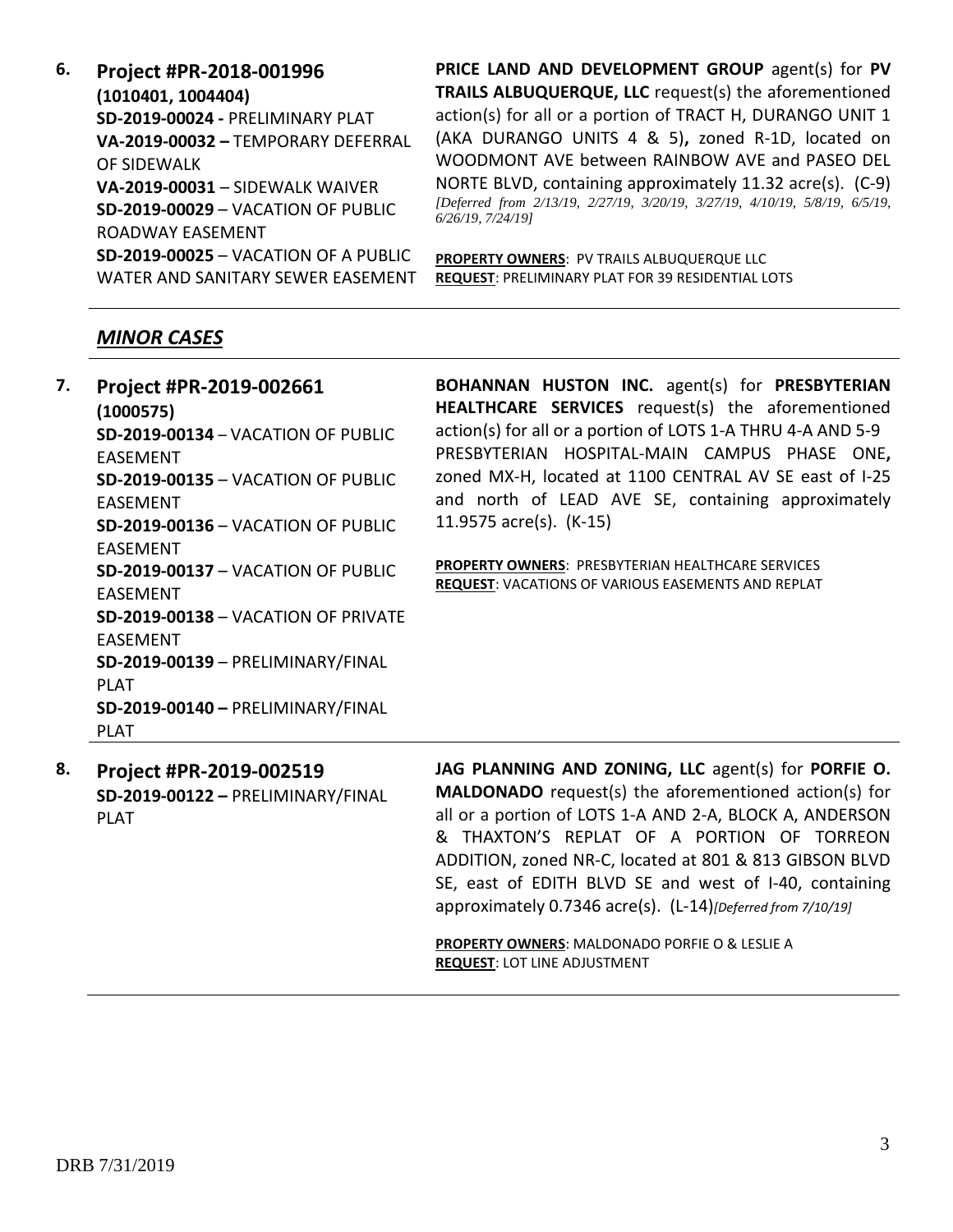6. **Project #PR-2018-001996**
**(1010401, 1004404)**
**SD-2019-00024 -** PRELIMINARY PLAT
**VA-2019-00032 –** TEMPORARY DEFERRAL OF SIDEWALK
**VA-2019-00031** – SIDEWALK WAIVER
**SD-2019-00029** – VACATION OF PUBLIC ROADWAY EASEMENT
**SD-2019-00025** – VACATION OF A PUBLIC WATER AND SANITARY SEWER EASEMENT

**PRICE LAND AND DEVELOPMENT GROUP** agent(s) for **PV TRAILS ALBUQUERQUE, LLC** request(s) the aforementioned action(s) for all or a portion of TRACT H, DURANGO UNIT 1 (AKA DURANGO UNITS 4 & 5)**,** zoned R-1D, located on WOODMONT AVE between RAINBOW AVE and PASEO DEL NORTE BLVD, containing approximately 11.32 acre(s). (C-9) *[Deferred from 2/13/19, 2/27/19, 3/20/19, 3/27/19, 4/10/19, 5/8/19, 6/5/19, 6/26/19, 7/24/19]*

**PROPERTY OWNERS**: PV TRAILS ALBUQUERQUE LLC
**REQUEST**: PRELIMINARY PLAT FOR 39 RESIDENTIAL LOTS

---

## *MINOR CASES*

---

7. **Project #PR-2019-002661**
**(1000575)**
**SD-2019-00134** – VACATION OF PUBLIC EASEMENT
**SD-2019-00135** – VACATION OF PUBLIC EASEMENT
**SD-2019-00136** – VACATION OF PUBLIC EASEMENT
**SD-2019-00137** – VACATION OF PUBLIC EASEMENT
**SD-2019-00138** – VACATION OF PRIVATE EASEMENT
**SD-2019-00139** – PRELIMINARY/FINAL PLAT
**SD-2019-00140 –** PRELIMINARY/FINAL PLAT

**BOHANNAN HUSTON INC.** agent(s) for **PRESBYTERIAN HEALTHCARE SERVICES** request(s) the aforementioned action(s) for all or a portion of LOTS 1-A THRU 4-A AND 5-9 PRESBYTERIAN HOSPITAL-MAIN CAMPUS PHASE ONE**,** zoned MX-H, located at 1100 CENTRAL AV SE east of I-25 and north of LEAD AVE SE, containing approximately 11.9575 acre(s). (K-15)

**PROPERTY OWNERS**: PRESBYTERIAN HEALTHCARE SERVICES
**REQUEST**: VACATIONS OF VARIOUS EASEMENTS AND REPLAT

---

8. **Project #PR-2019-002519**
**SD-2019-00122 –** PRELIMINARY/FINAL PLAT

**JAG PLANNING AND ZONING, LLC** agent(s) for **PORFIE O. MALDONADO** request(s) the aforementioned action(s) for all or a portion of LOTS 1-A AND 2-A, BLOCK A, ANDERSON & THAXTON'S REPLAT OF A PORTION OF TORREON ADDITION, zoned NR-C, located at 801 & 813 GIBSON BLVD SE, east of EDITH BLVD SE and west of I-40, containing approximately 0.7346 acre(s). (L-14)*[Deferred from 7/10/19]*

**PROPERTY OWNERS**: MALDONADO PORFIE O & LESLIE A
**REQUEST**: LOT LINE ADJUSTMENT

---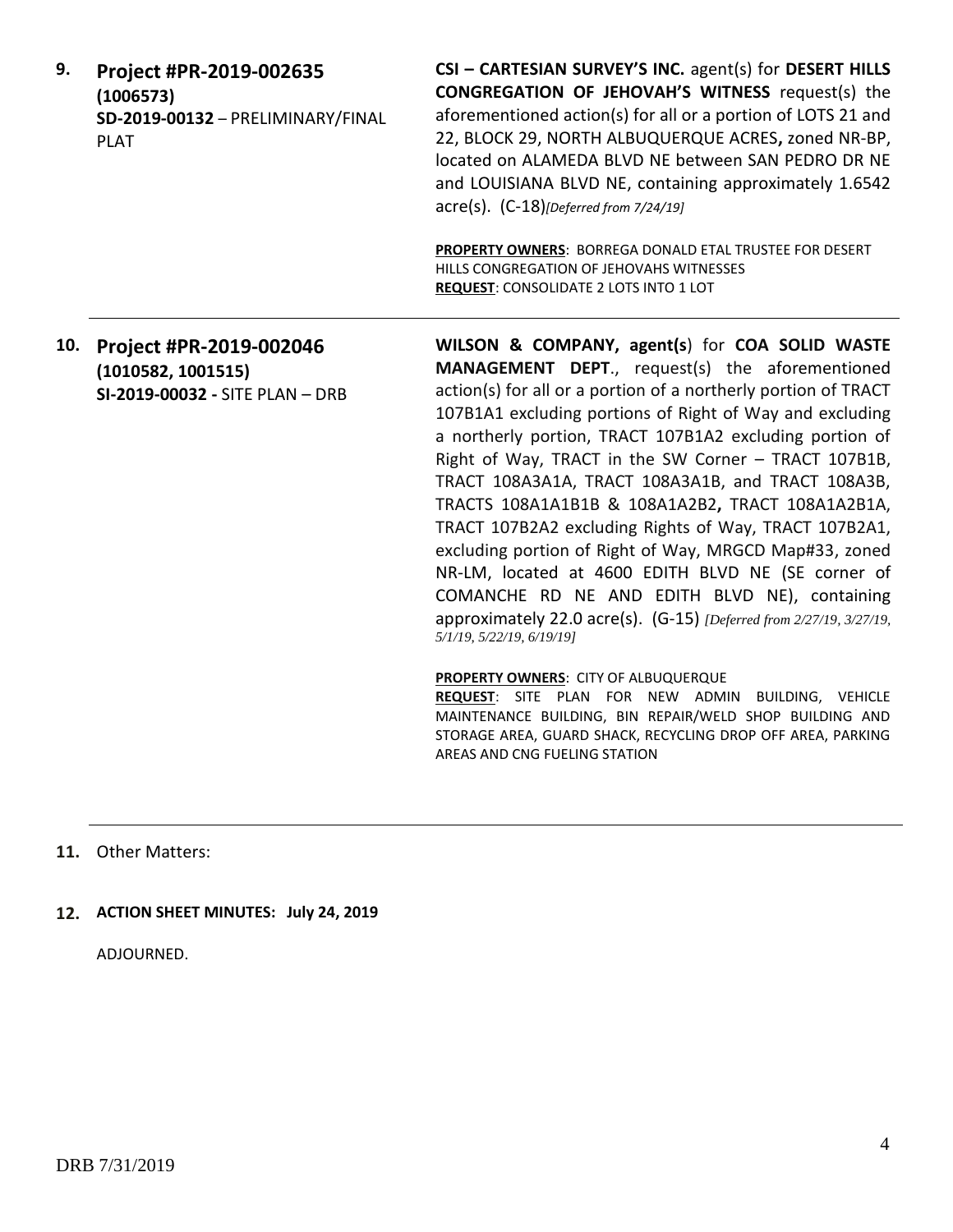**9. Project #PR-2019-002635**
**(1006573)**
**SD-2019-00132** – PRELIMINARY/FINAL PLAT

**CSI – CARTESIAN SURVEY'S INC.** agent(s) for **DESERT HILLS CONGREGATION OF JEHOVAH'S WITNESS** request(s) the aforementioned action(s) for all or a portion of LOTS 21 and 22, BLOCK 29, NORTH ALBUQUERQUE ACRES**,** zoned NR-BP, located on ALAMEDA BLVD NE between SAN PEDRO DR NE and LOUISIANA BLVD NE, containing approximately 1.6542 acre(s). (C-18)*[Deferred from 7/24/19]*

**PROPERTY OWNERS**: BORREGA DONALD ETAL TRUSTEE FOR DESERT HILLS CONGREGATION OF JEHOVAHS WITNESSES
**REQUEST**: CONSOLIDATE 2 LOTS INTO 1 LOT

---

**10. Project #PR-2019-002046**
**(1010582, 1001515)**
**SI-2019-00032 -** SITE PLAN – DRB

**WILSON & COMPANY, agent(s**) for **COA SOLID WASTE MANAGEMENT DEPT**., request(s) the aforementioned action(s) for all or a portion of a northerly portion of TRACT 107B1A1 excluding portions of Right of Way and excluding a northerly portion, TRACT 107B1A2 excluding portion of Right of Way, TRACT in the SW Corner – TRACT 107B1B, TRACT 108A3A1A, TRACT 108A3A1B, and TRACT 108A3B, TRACTS 108A1A1B1B & 108A1A2B2**,** TRACT 108A1A2B1A, TRACT 107B2A2 excluding Rights of Way, TRACT 107B2A1, excluding portion of Right of Way, MRGCD Map#33, zoned NR-LM, located at 4600 EDITH BLVD NE (SE corner of COMANCHE RD NE AND EDITH BLVD NE), containing approximately 22.0 acre(s). (G-15) *[Deferred from 2/27/19, 3/27/19, 5/1/19, 5/22/19, 6/19/19]*

**PROPERTY OWNERS**: CITY OF ALBUQUERQUE
**REQUEST**: SITE PLAN FOR NEW ADMIN BUILDING, VEHICLE MAINTENANCE BUILDING, BIN REPAIR/WELD SHOP BUILDING AND STORAGE AREA, GUARD SHACK, RECYCLING DROP OFF AREA, PARKING AREAS AND CNG FUELING STATION

---

**11.** Other Matters:

**12. ACTION SHEET MINUTES: July 24, 2019**

ADJOURNED.

DRB 7/31/2019